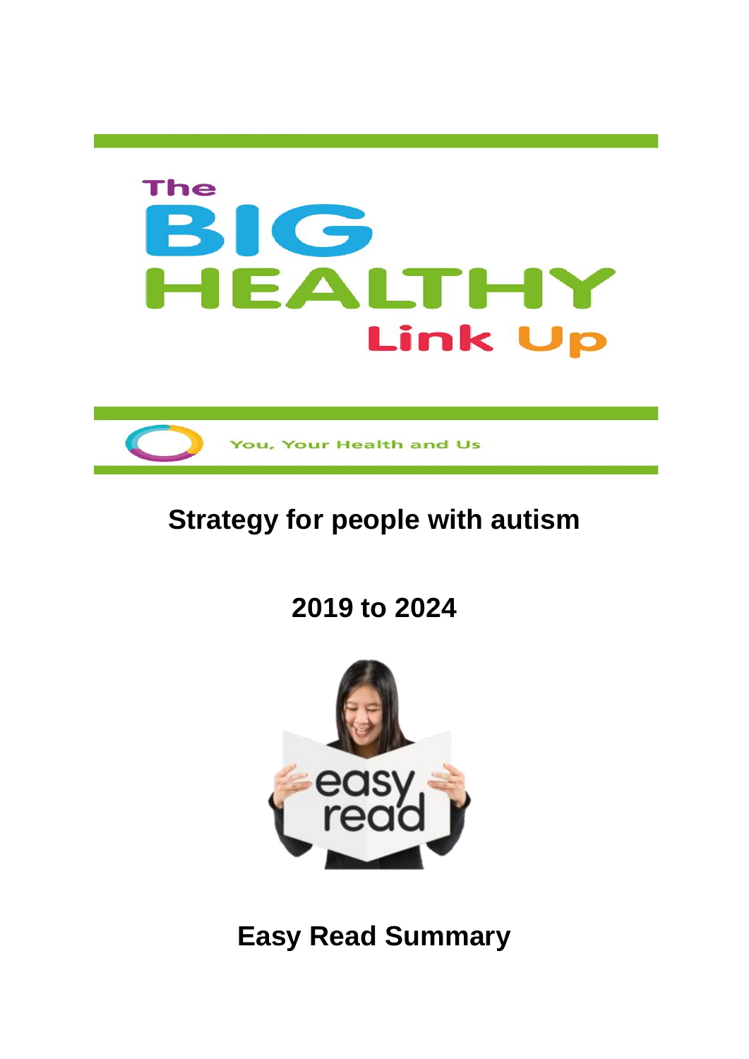# The BIG HEALTHY Link Up

You, Your Health and Us

## Strategy for people with autism

## 2019 to 2024

## Easy Read Summary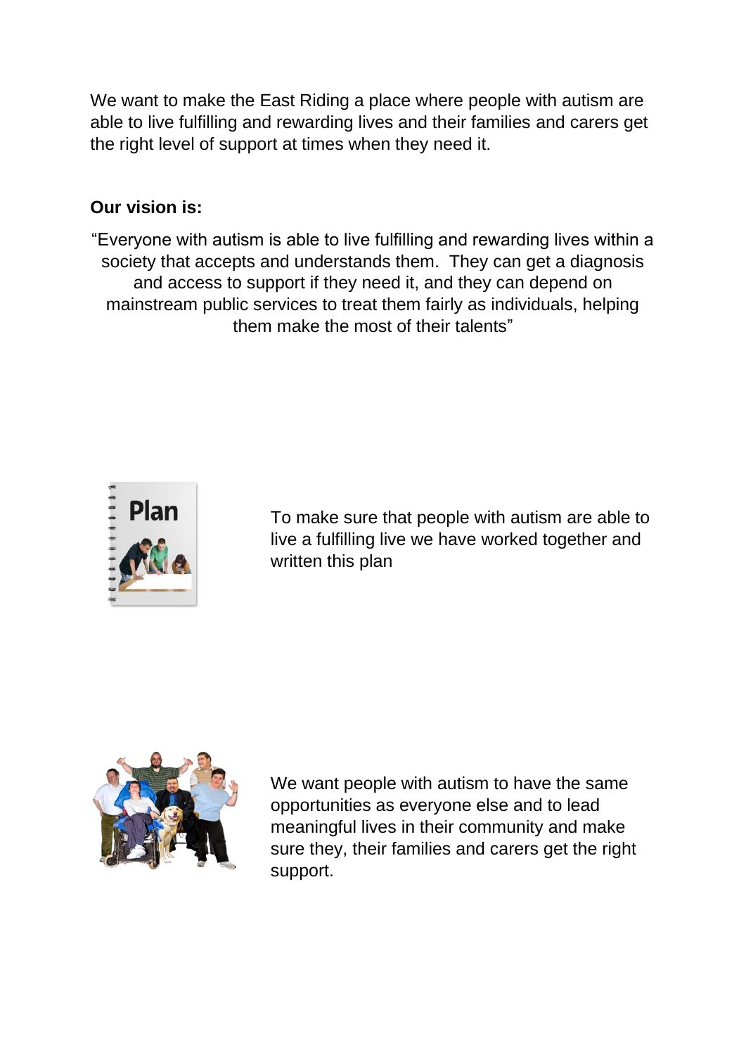We want to make the East Riding a place where people with autism are able to live fulfilling and rewarding lives and their families and carers get the right level of support at times when they need it.

**Our vision is:**

"Everyone with autism is able to live fulfilling and rewarding lives within a society that accepts and understands them. They can get a diagnosis and access to support if they need it, and they can depend on mainstream public services to treat them fairly as individuals, helping them make the most of their talents"

To make sure that people with autism are able to live a fulfilling live we have worked together and written this plan

We want people with autism to have the same opportunities as everyone else and to lead meaningful lives in their community and make sure they, their families and carers get the right support.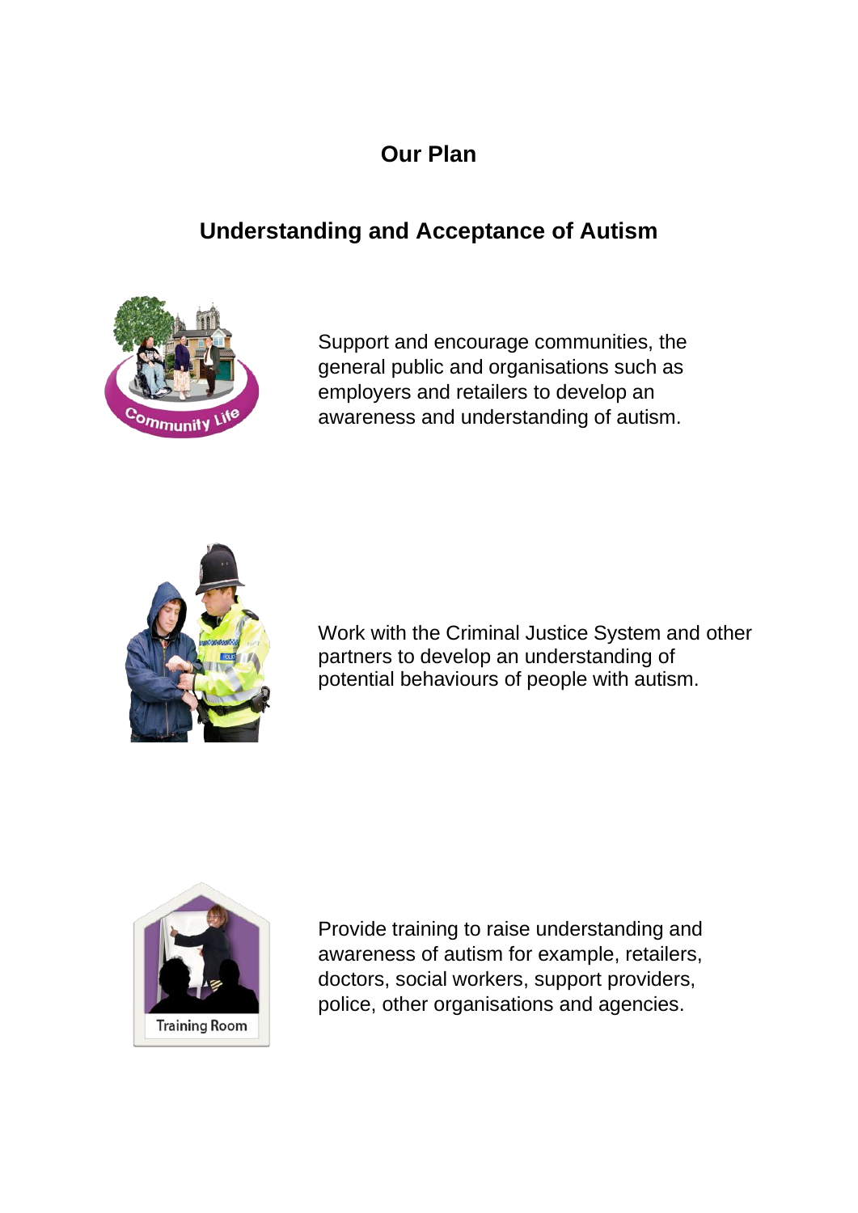# Our Plan

## Understanding and Acceptance of Autism

Support and encourage communities, the general public and organisations such as employers and retailers to develop an awareness and understanding of autism.

Work with the Criminal Justice System and other partners to develop an understanding of potential behaviours of people with autism.

Provide training to raise understanding and awareness of autism for example, retailers, doctors, social workers, support providers, police, other organisations and agencies.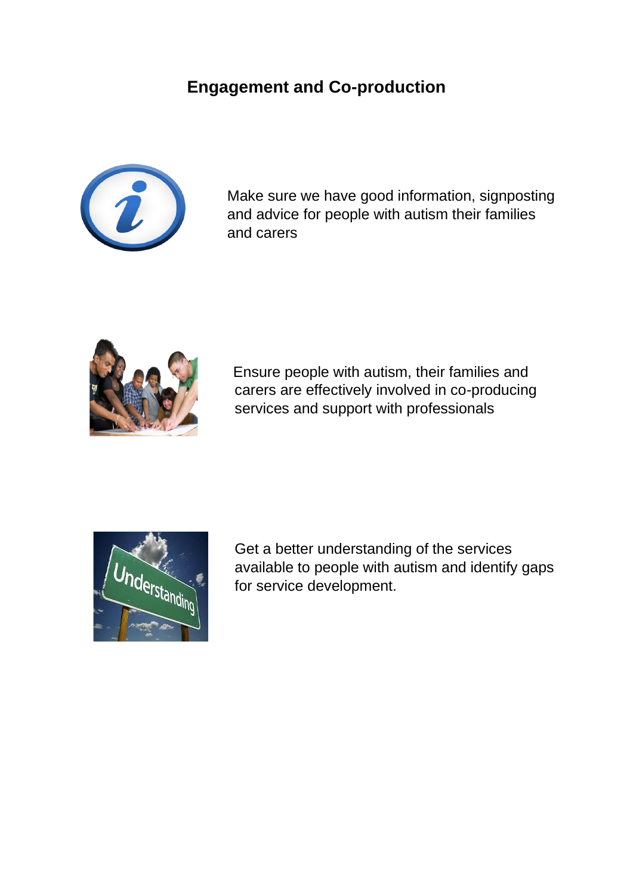# Engagement and Co-production

Make sure we have good information, signposting and advice for people with autism their families and carers

Ensure people with autism, their families and carers are effectively involved in co-producing services and support with professionals

Get a better understanding of the services available to people with autism and identify gaps for service development.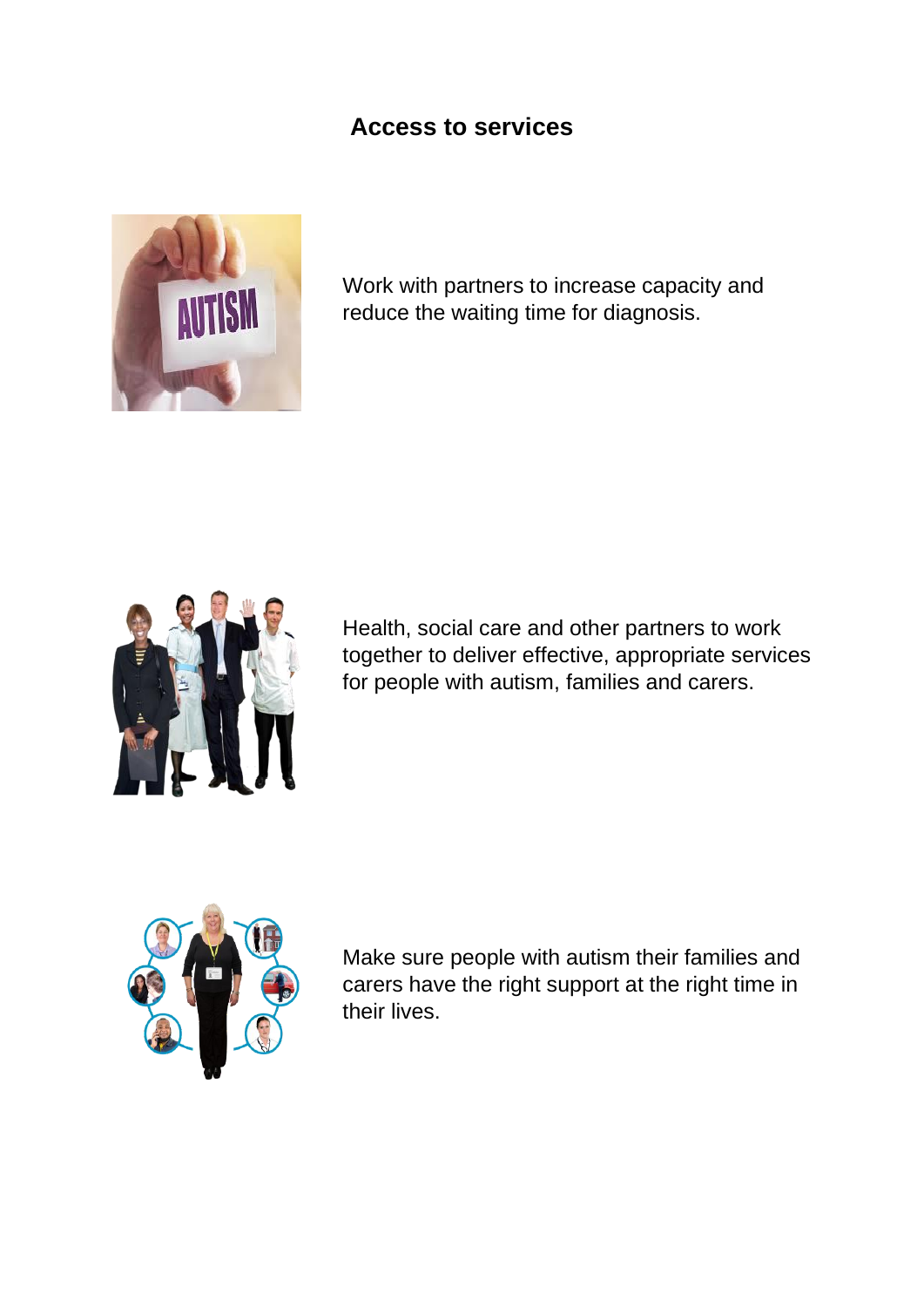## Access to services

Work with partners to increase capacity and reduce the waiting time for diagnosis.

Health, social care and other partners to work together to deliver effective, appropriate services for people with autism, families and carers.

Make sure people with autism their families and carers have the right support at the right time in their lives.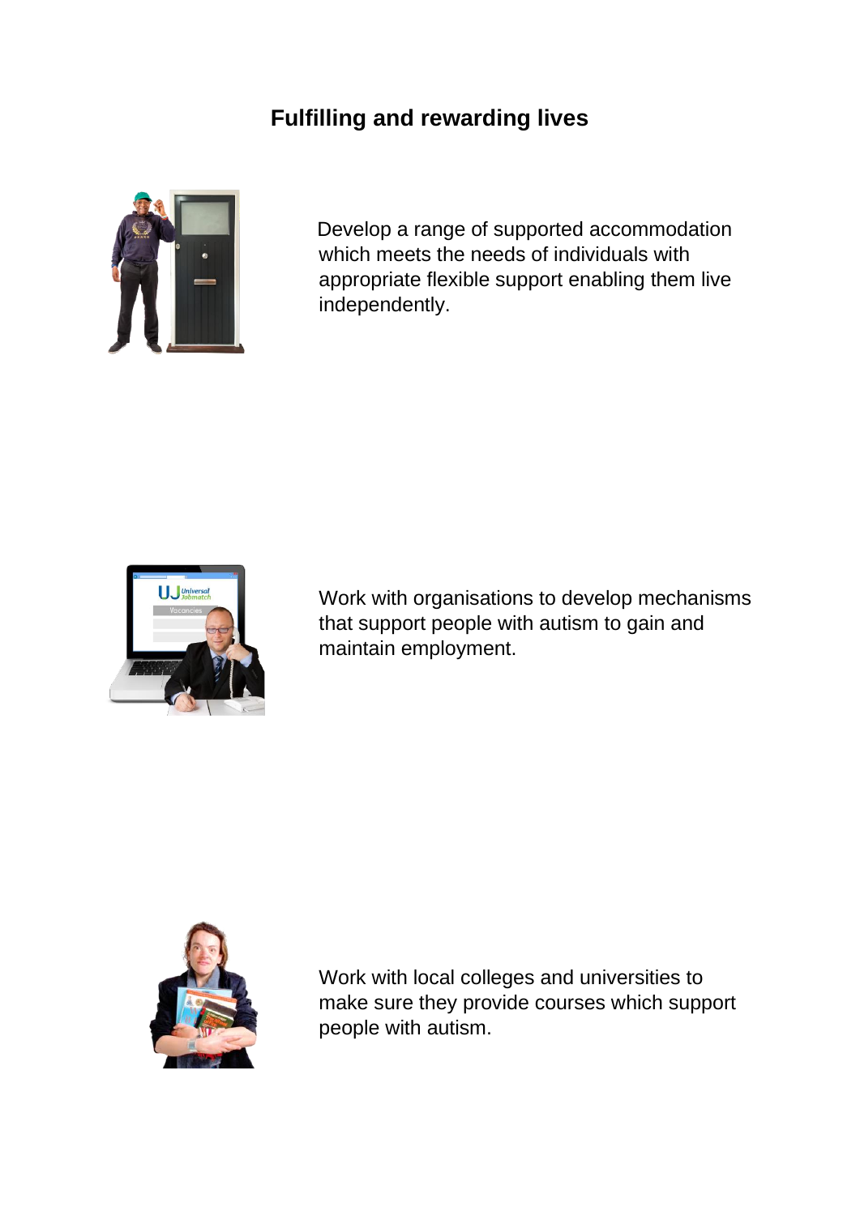## Fulfilling and rewarding lives

Develop a range of supported accommodation which meets the needs of individuals with appropriate flexible support enabling them live independently.

Work with organisations to develop mechanisms that support people with autism to gain and maintain employment.

Work with local colleges and universities to make sure they provide courses which support people with autism.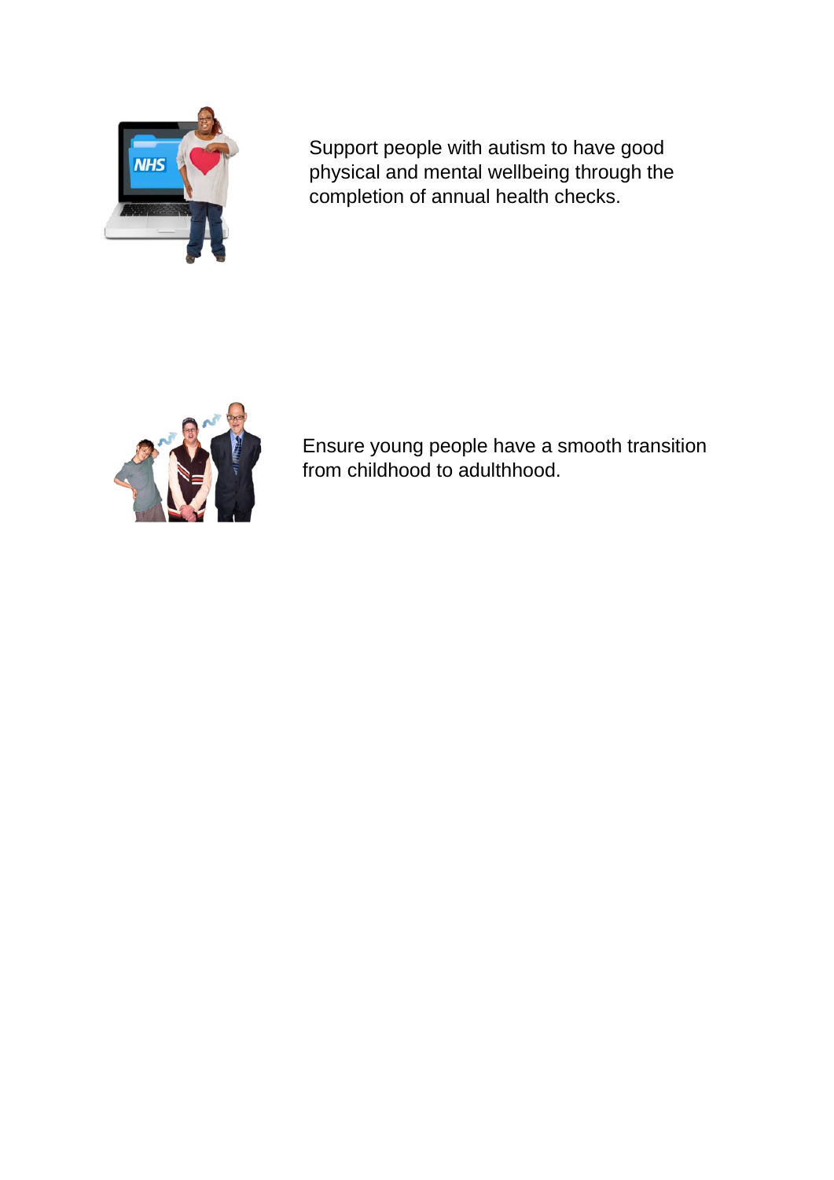Support people with autism to have good physical and mental wellbeing through the completion of annual health checks.

Ensure young people have a smooth transition from childhood to adulthood.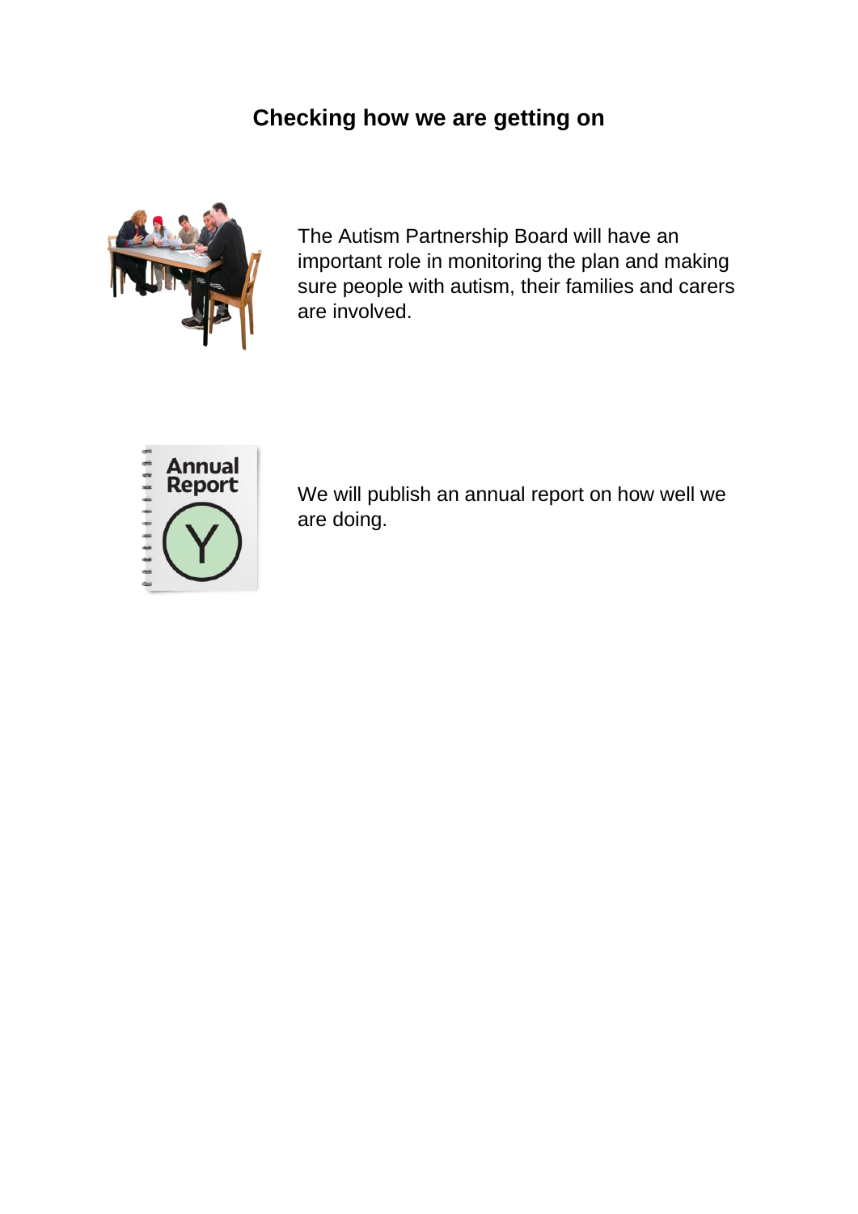## Checking how we are getting on

The Autism Partnership Board will have an important role in monitoring the plan and making sure people with autism, their families and carers are involved.

We will publish an annual report on how well we are doing.